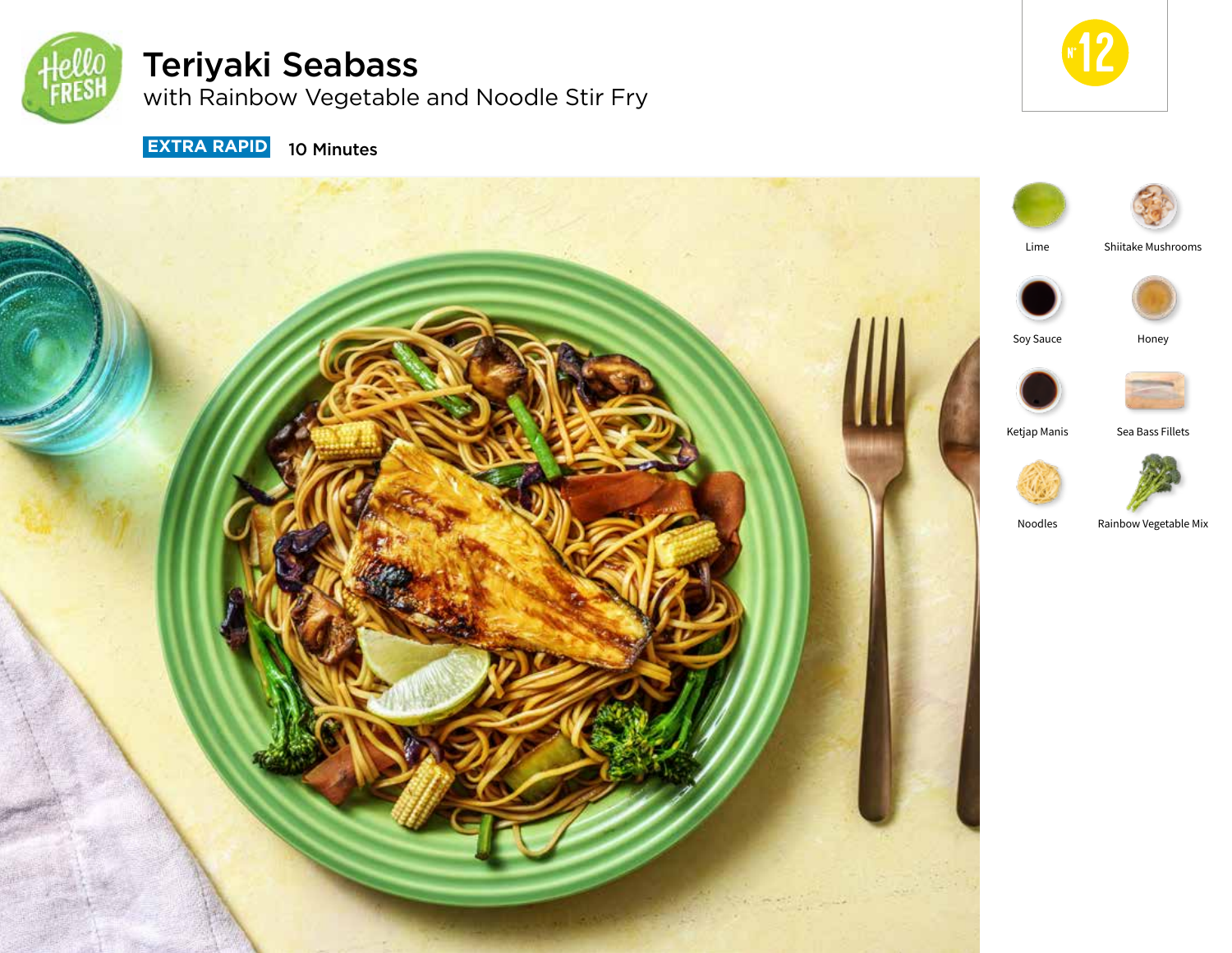# Teriyaki Seabass

## with Rainbow Vegetable and Noodle Stir Fry

**EXTRA RAPID** 10 Minutes

N° 12

- Lime
- Shiitake Mushrooms
- Soy Sauce
- Honey
- Ketjap Manis
- Sea Bass Fillets
- Noodles
- Rainbow Vegetable Mix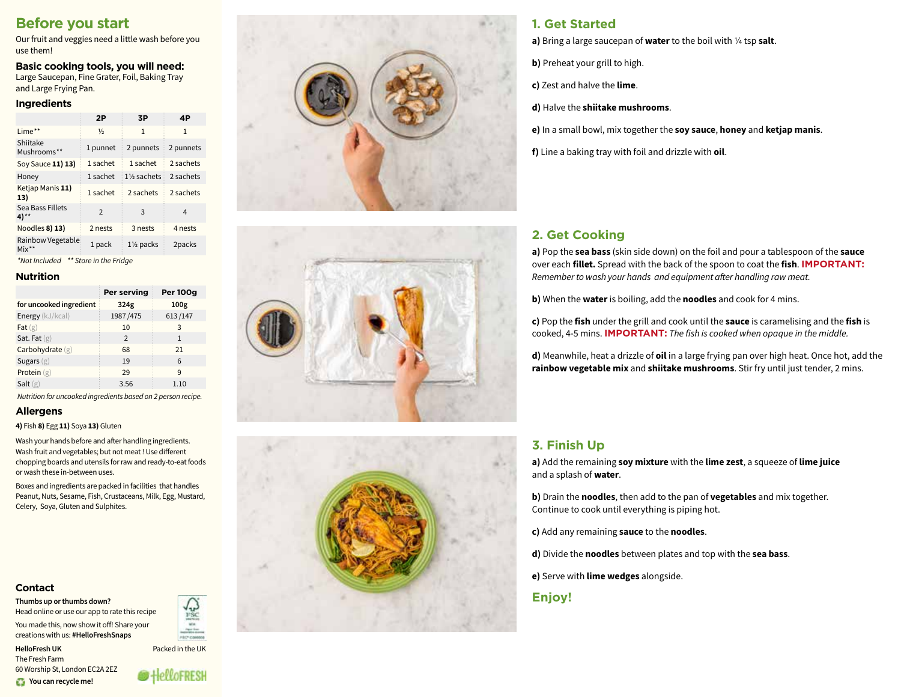## Before you start

Our fruit and veggies need a little wash before you use them!

### Basic cooking tools, you will need:

Large Saucepan, Fine Grater, Foil, Baking Tray and Large Frying Pan.

### Ingredients

| | 2P | 3P | 4P |
|---|---|---|---|
| Lime** | ½ | 1 | 1 |
| Shiitake Mushrooms** | 1 punnet | 2 punnets | 2 punnets |
| Soy Sauce **11) 13)** | 1 sachet | 1 sachet | 2 sachets |
| Honey | 1 sachet | 1½ sachets | 2 sachets |
| Ketjap Manis **11) 13)** | 1 sachet | 2 sachets | 2 sachets |
| Sea Bass Fillets **4)**** | 2 | 3 | 4 |
| Noodles **8) 13)** | 2 nests | 3 nests | 4 nests |
| Rainbow Vegetable Mix** | 1 pack | 1½ packs | 2packs |

*\*Not Included   \*\* Store in the Fridge*

### Nutrition

| | Per serving | Per 100g |
|---|---|---|
| for uncooked ingredient | 324g | 100g |
| Energy (kJ/kcal) | 1987 /475 | 613 /147 |
| Fat (g) | 10 | 3 |
| Sat. Fat (g) | 2 | 1 |
| Carbohydrate (g) | 68 | 21 |
| Sugars (g) | 19 | 6 |
| Protein (g) | 29 | 9 |
| Salt (g) | 3.56 | 1.10 |

*Nutrition for uncooked ingredients based on 2 person recipe.*

### Allergens

**4)** Fish **8)** Egg **11)** Soya **13)** Gluten

Wash your hands before and after handling ingredients. Wash fruit and vegetables; but not meat ! Use different chopping boards and utensils for raw and ready-to-eat foods or wash these in-between uses.

Boxes and ingredients are packed in facilities that handles Peanut, Nuts, Sesame, Fish, Crustaceans, Milk, Egg, Mustard, Celery, Soya, Gluten and Sulphites.

### Contact

**Thumbs up or thumbs down?**
Head online or use our app to rate this recipe

You made this, now show it off! Share your creations with us: **#HelloFreshSnaps**

**HelloFresh UK**
The Fresh Farm
60 Worship St, London EC2A 2EZ

Packed in the UK

**You can recycle me!**

## 1. Get Started

**a)** Bring a large saucepan of **water** to the boil with ¼ tsp **salt**.

**b)** Preheat your grill to high.

**c)** Zest and halve the **lime**.

**d)** Halve the **shiitake mushrooms**.

**e)** In a small bowl, mix together the **soy sauce**, **honey** and **ketjap manis**.

**f)** Line a baking tray with foil and drizzle with **oil**.

## 2. Get Cooking

**a)** Pop the **sea bass** (skin side down) on the foil and pour a tablespoon of the **sauce** over each **fillet.** Spread with the back of the spoon to coat the **fish**. **IMPORTANT:** *Remember to wash your hands and equipment after handling raw meat.*

**b)** When the **water** is boiling, add the **noodles** and cook for 4 mins.

**c)** Pop the **fish** under the grill and cook until the **sauce** is caramelising and the **fish** is cooked, 4-5 mins. **IMPORTANT:** *The fish is cooked when opaque in the middle.*

**d)** Meanwhile, heat a drizzle of **oil** in a large frying pan over high heat. Once hot, add the **rainbow vegetable mix** and **shiitake mushrooms**. Stir fry until just tender, 2 mins.

## 3. Finish Up

**a)** Add the remaining **soy mixture** with the **lime zest**, a squeeze of **lime juice** and a splash of **water**.

**b)** Drain the **noodles**, then add to the pan of **vegetables** and mix together. Continue to cook until everything is piping hot.

**c)** Add any remaining **sauce** to the **noodles**.

**d)** Divide the **noodles** between plates and top with the **sea bass**.

**e)** Serve with **lime wedges** alongside.

## Enjoy!